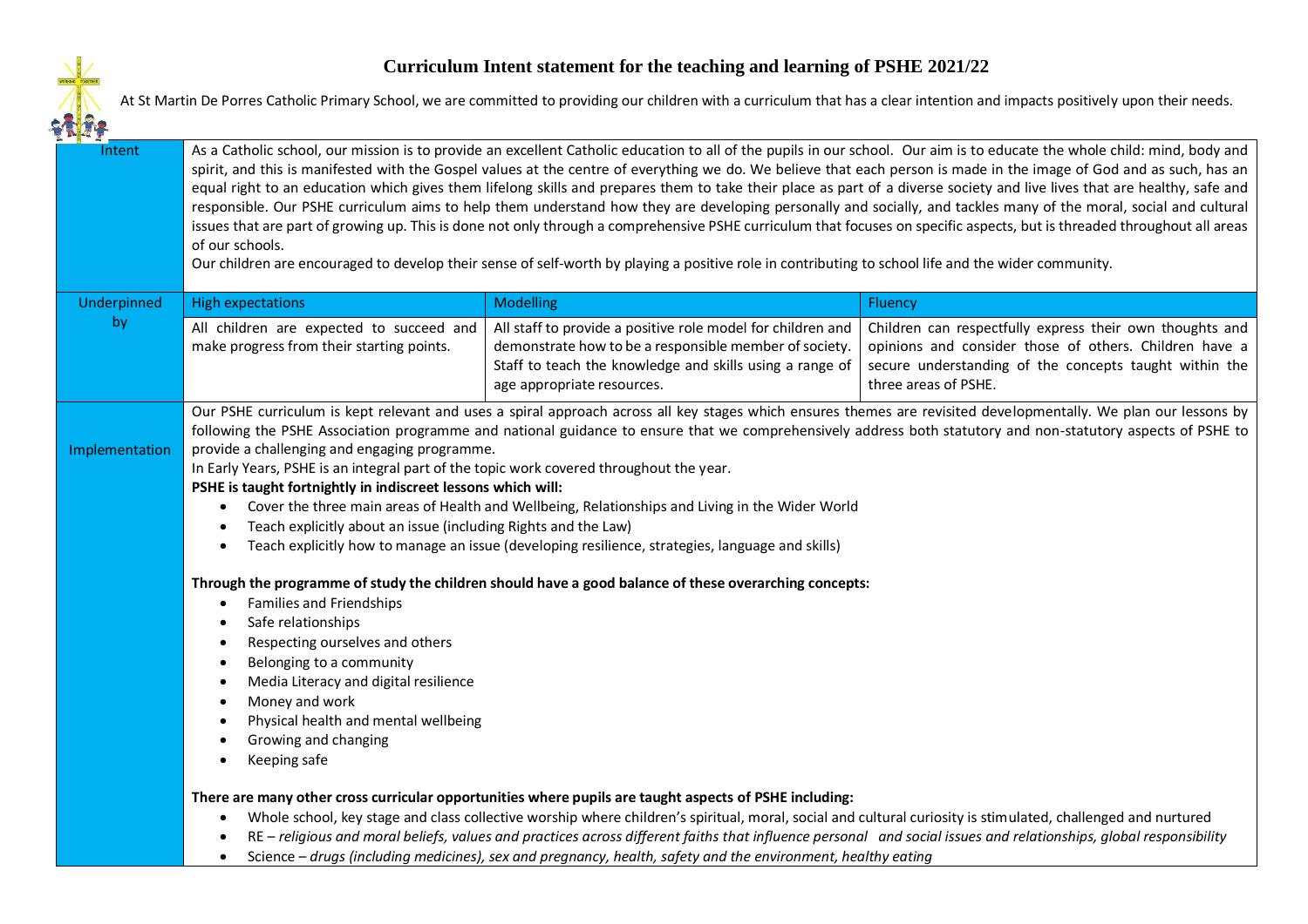# Curriculum Intent statement for the teaching and learning of PSHE 2021/22

At St Martin De Porres Catholic Primary School, we are committed to providing our children with a curriculum that has a clear intention and impacts positively upon their needs.

| | | | |
|---|---|---|---|
| Intent | As a Catholic school, our mission is to provide an excellent Catholic education to all of the pupils in our school. Our aim is to educate the whole child: mind, body and spirit, and this is manifested with the Gospel values at the centre of everything we do. We believe that each person is made in the image of God and as such, has an equal right to an education which gives them lifelong skills and prepares them to take their place as part of a diverse society and live lives that are healthy, safe and responsible. Our PSHE curriculum aims to help them understand how they are developing personally and socially, and tackles many of the moral, social and cultural issues that are part of growing up. This is done not only through a comprehensive PSHE curriculum that focuses on specific aspects, but is threaded throughout all areas of our schools.<br>Our children are encouraged to develop their sense of self-worth by playing a positive role in contributing to school life and the wider community. | | |
| Underpinned by | High expectations | Modelling | Fluency |
| | All children are expected to succeed and make progress from their starting points. | All staff to provide a positive role model for children and demonstrate how to be a responsible member of society. Staff to teach the knowledge and skills using a range of age appropriate resources. | Children can respectfully express their own thoughts and opinions and consider those of others. Children have a secure understanding of the concepts taught within the three areas of PSHE. |
| Implementation | Our PSHE curriculum is kept relevant and uses a spiral approach across all key stages which ensures themes are revisited developmentally. We plan our lessons by following the PSHE Association programme and national guidance to ensure that we comprehensively address both statutory and non-statutory aspects of PSHE to provide a challenging and engaging programme.<br>In Early Years, PSHE is an integral part of the topic work covered throughout the year.<br>**PSHE is taught fortnightly in indiscreet lessons which will:**<br>• Cover the three main areas of Health and Wellbeing, Relationships and Living in the Wider World<br>• Teach explicitly about an issue (including Rights and the Law)<br>• Teach explicitly how to manage an issue (developing resilience, strategies, language and skills)<br><br>**Through the programme of study the children should have a good balance of these overarching concepts:**<br>• Families and Friendships<br>• Safe relationships<br>• Respecting ourselves and others<br>• Belonging to a community<br>• Media Literacy and digital resilience<br>• Money and work<br>• Physical health and mental wellbeing<br>• Growing and changing<br>• Keeping safe<br><br>**There are many other cross curricular opportunities where pupils are taught aspects of PSHE including:**<br>• Whole school, key stage and class collective worship where children's spiritual, moral, social and cultural curiosity is stimulated, challenged and nurtured<br>• RE – *religious and moral beliefs, values and practices across different faiths that influence personal and social issues and relationships, global responsibility*<br>• Science – *drugs (including medicines), sex and pregnancy, health, safety and the environment, healthy eating* | | |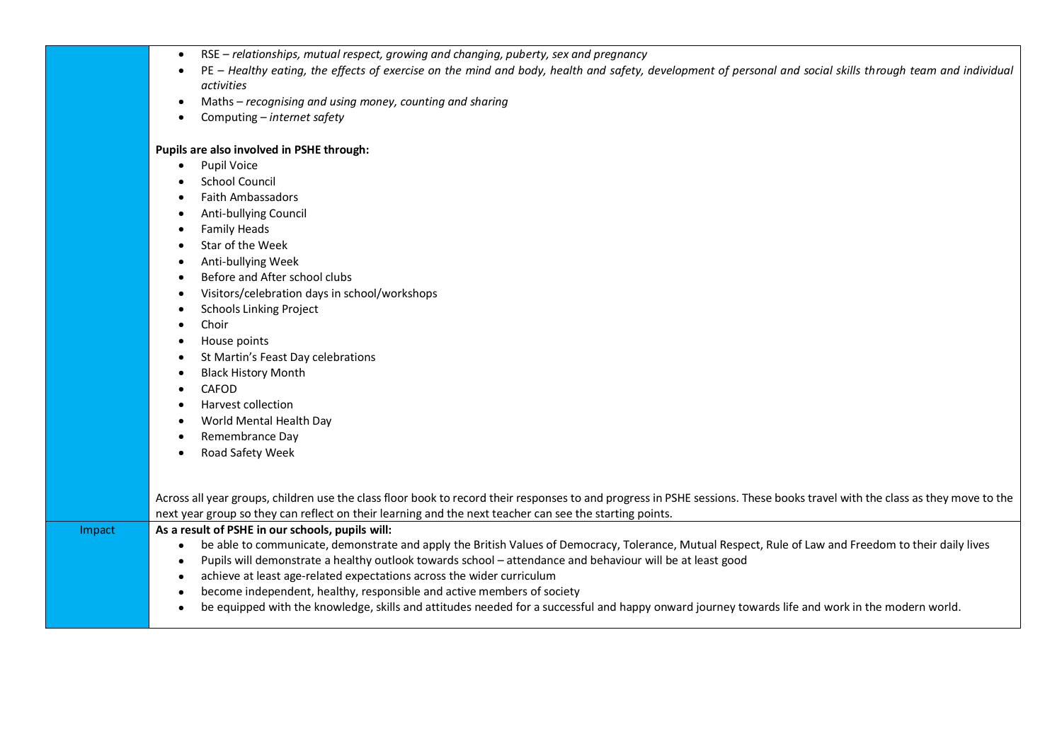| | |
|---|---|
| | • RSE – *relationships, mutual respect, growing and changing, puberty, sex and pregnancy*<br>• PE – *Healthy eating, the effects of exercise on the mind and body, health and safety, development of personal and social skills through team and individual activities*<br>• Maths – *recognising and using money, counting and sharing*<br>• Computing – *internet safety*<br><br>**Pupils are also involved in PSHE through:**<br>• Pupil Voice<br>• School Council<br>• Faith Ambassadors<br>• Anti-bullying Council<br>• Family Heads<br>• Star of the Week<br>• Anti-bullying Week<br>• Before and After school clubs<br>• Visitors/celebration days in school/workshops<br>• Schools Linking Project<br>• Choir<br>• House points<br>• St Martin's Feast Day celebrations<br>• Black History Month<br>• CAFOD<br>• Harvest collection<br>• World Mental Health Day<br>• Remembrance Day<br>• Road Safety Week<br><br>Across all year groups, children use the class floor book to record their responses to and progress in PSHE sessions. These books travel with the class as they move to the next year group so they can reflect on their learning and the next teacher can see the starting points. |
| Impact | **As a result of PSHE in our schools, pupils will:**<br>• be able to communicate, demonstrate and apply the British Values of Democracy, Tolerance, Mutual Respect, Rule of Law and Freedom to their daily lives<br>• Pupils will demonstrate a healthy outlook towards school – attendance and behaviour will be at least good<br>• achieve at least age-related expectations across the wider curriculum<br>• become independent, healthy, responsible and active members of society<br>• be equipped with the knowledge, skills and attitudes needed for a successful and happy onward journey towards life and work in the modern world. |